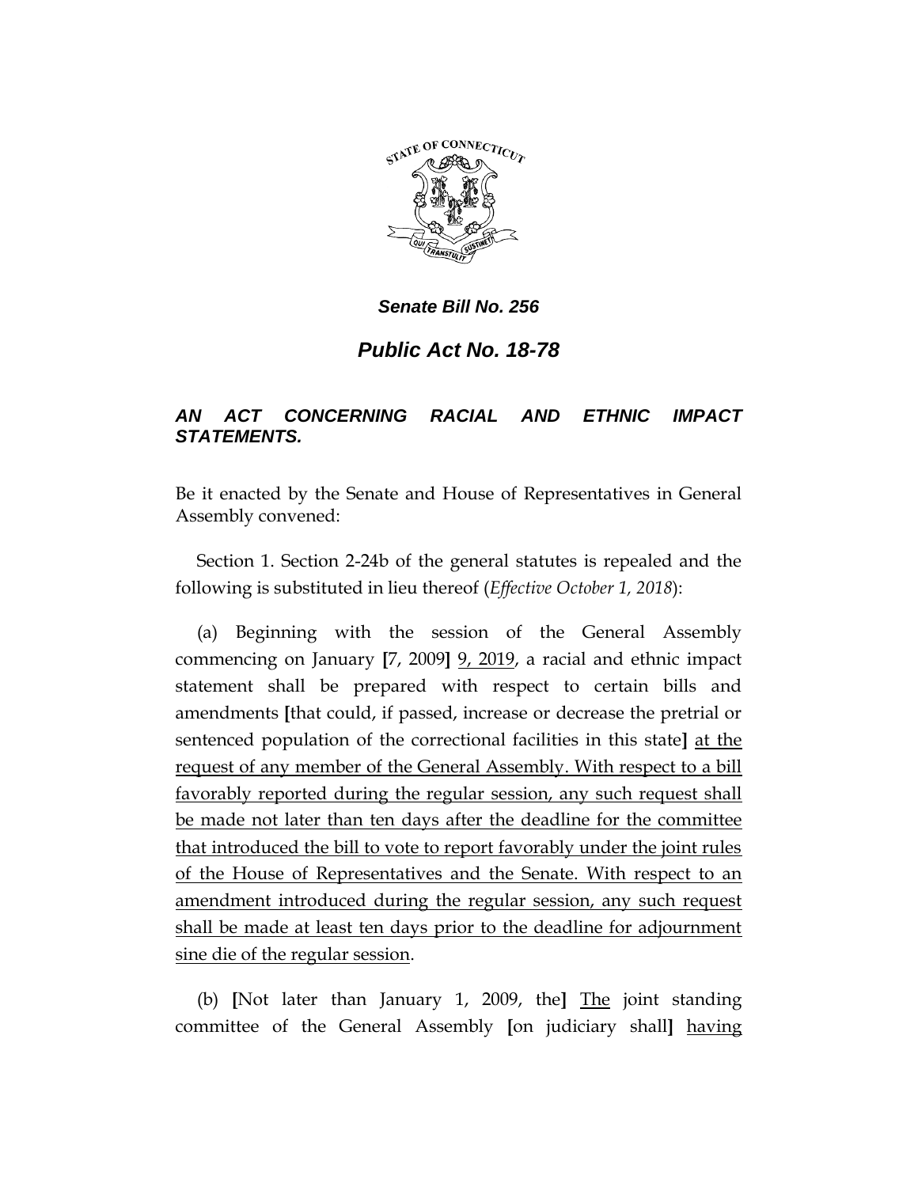***Senate Bill No. 256***

# *Public Act No. 18-78*

***AN ACT CONCERNING RACIAL AND ETHNIC IMPACT STATEMENTS.***

Be it enacted by the Senate and House of Representatives in General Assembly convened:

Section 1. Section 2-24b of the general statutes is repealed and the following is substituted in lieu thereof (*Effective October 1, 2018*):

(a) Beginning with the session of the General Assembly commencing on January [7, 2009] <u>9, 2019</u>, a racial and ethnic impact statement shall be prepared with respect to certain bills and amendments [that could, if passed, increase or decrease the pretrial or sentenced population of the correctional facilities in this state] <u>at the request of any member of the General Assembly. With respect to a bill favorably reported during the regular session, any such request shall be made not later than ten days after the deadline for the committee that introduced the bill to vote to report favorably under the joint rules of the House of Representatives and the Senate. With respect to an amendment introduced during the regular session, any such request shall be made at least ten days prior to the deadline for adjournment sine die of the regular session</u>.

(b) [Not later than January 1, 2009, the] <u>The</u> joint standing committee of the General Assembly [on judiciary shall] <u>having</u>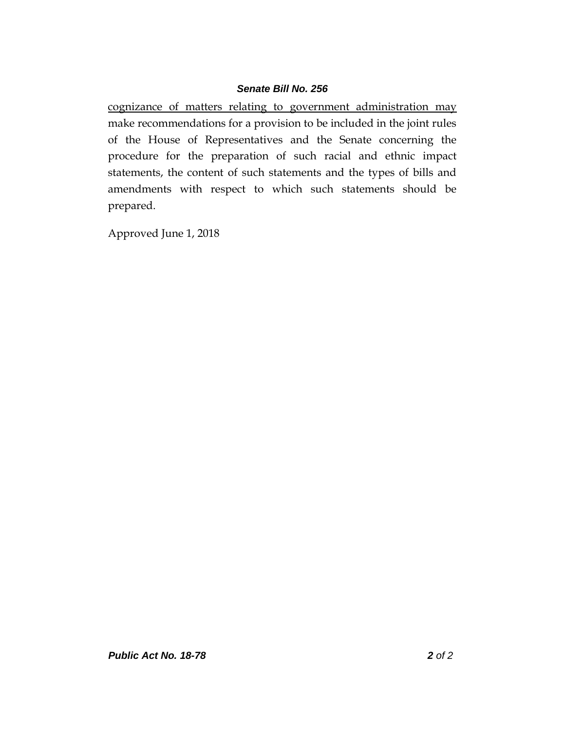<u>cognizance of matters relating to government administration may</u> make recommendations for a provision to be included in the joint rules of the House of Representatives and the Senate concerning the procedure for the preparation of such racial and ethnic impact statements, the content of such statements and the types of bills and amendments with respect to which such statements should be prepared.

Approved June 1, 2018